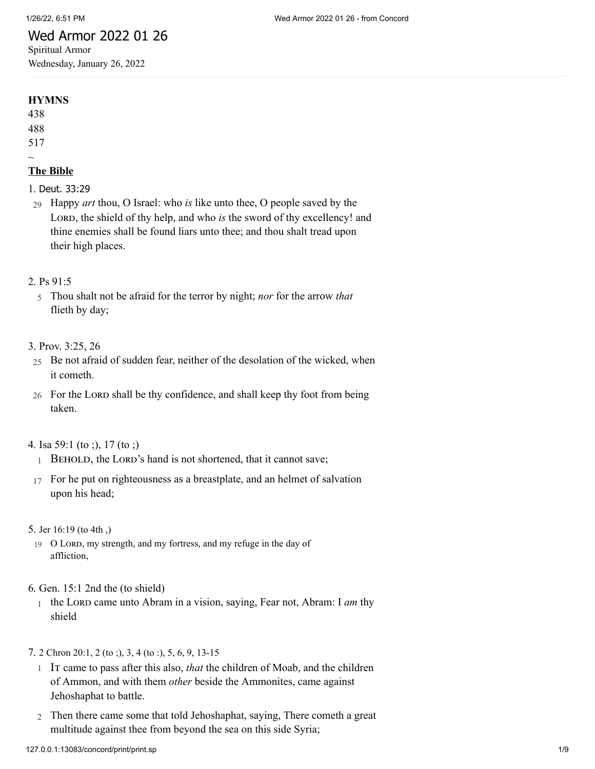# Wed Armor 2022 01 26

Spiritual Armor

Wednesday, January 26, 2022

---

**HYMNS**

438

488

517

~

**The Bible**

1. Deut. 33:29

29 Happy *art* thou, O Israel: who *is* like unto thee, O people saved by the LORD, the shield of thy help, and who *is* the sword of thy excellency! and thine enemies shall be found liars unto thee; and thou shalt tread upon their high places.

2. Ps 91:5

5 Thou shalt not be afraid for the terror by night; *nor* for the arrow *that* flieth by day;

3. Prov. 3:25, 26

25 Be not afraid of sudden fear, neither of the desolation of the wicked, when it cometh.

26 For the LORD shall be thy confidence, and shall keep thy foot from being taken.

4. Isa 59:1 (to ;), 17 (to ;)

1 BEHOLD, the LORD's hand is not shortened, that it cannot save;

17 For he put on righteousness as a breastplate, and an helmet of salvation upon his head;

5. Jer 16:19 (to 4th ,)

19 O LORD, my strength, and my fortress, and my refuge in the day of affliction,

6. Gen. 15:1 2nd the (to shield)

1 the LORD came unto Abram in a vision, saying, Fear not, Abram: I *am* thy shield

7. 2 Chron 20:1, 2 (to ;), 3, 4 (to :), 5, 6, 9, 13-15

1 IT came to pass after this also, *that* the children of Moab, and the children of Ammon, and with them *other* beside the Ammonites, came against Jehoshaphat to battle.

2 Then there came some that told Jehoshaphat, saying, There cometh a great multitude against thee from beyond the sea on this side Syria;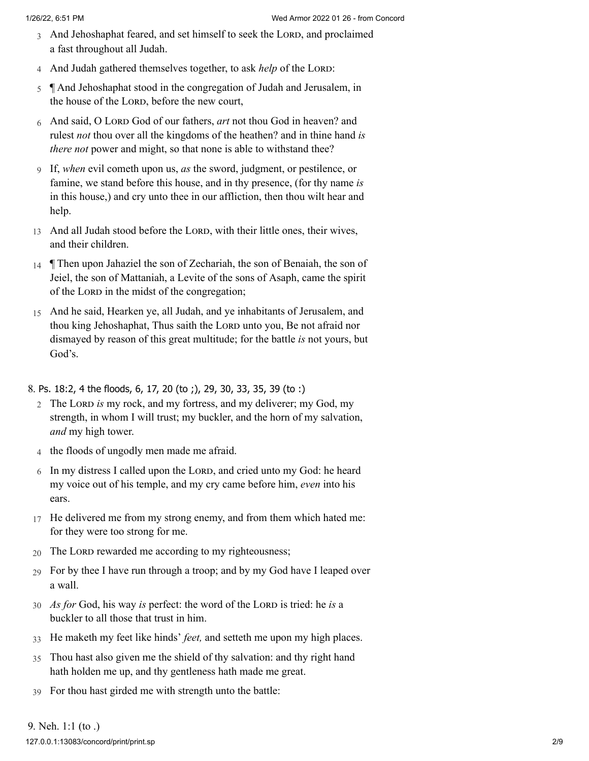3 And Jehoshaphat feared, and set himself to seek the LORD, and proclaimed a fast throughout all Judah.

4 And Judah gathered themselves together, to ask *help* of the LORD:

5 ¶ And Jehoshaphat stood in the congregation of Judah and Jerusalem, in the house of the LORD, before the new court,

6 And said, O LORD God of our fathers, *art* not thou God in heaven? and rulest *not* thou over all the kingdoms of the heathen? and in thine hand *is there not* power and might, so that none is able to withstand thee?

9 If, *when* evil cometh upon us, *as* the sword, judgment, or pestilence, or famine, we stand before this house, and in thy presence, (for thy name *is* in this house,) and cry unto thee in our affliction, then thou wilt hear and help.

13 And all Judah stood before the LORD, with their little ones, their wives, and their children.

14 ¶ Then upon Jahaziel the son of Zechariah, the son of Benaiah, the son of Jeiel, the son of Mattaniah, a Levite of the sons of Asaph, came the spirit of the LORD in the midst of the congregation;

15 And he said, Hearken ye, all Judah, and ye inhabitants of Jerusalem, and thou king Jehoshaphat, Thus saith the LORD unto you, Be not afraid nor dismayed by reason of this great multitude; for the battle *is* not yours, but God's.

8. Ps. 18:2, 4 the floods, 6, 17, 20 (to ;), 29, 30, 33, 35, 39 (to :)

2 The LORD *is* my rock, and my fortress, and my deliverer; my God, my strength, in whom I will trust; my buckler, and the horn of my salvation, *and* my high tower.

4 the floods of ungodly men made me afraid.

6 In my distress I called upon the LORD, and cried unto my God: he heard my voice out of his temple, and my cry came before him, *even* into his ears.

17 He delivered me from my strong enemy, and from them which hated me: for they were too strong for me.

20 The LORD rewarded me according to my righteousness;

29 For by thee I have run through a troop; and by my God have I leaped over a wall.

30 *As for* God, his way *is* perfect: the word of the LORD is tried: he *is* a buckler to all those that trust in him.

33 He maketh my feet like hinds' *feet,* and setteth me upon my high places.

35 Thou hast also given me the shield of thy salvation: and thy right hand hath holden me up, and thy gentleness hath made me great.

39 For thou hast girded me with strength unto the battle:

9. Neh. 1:1 (to .)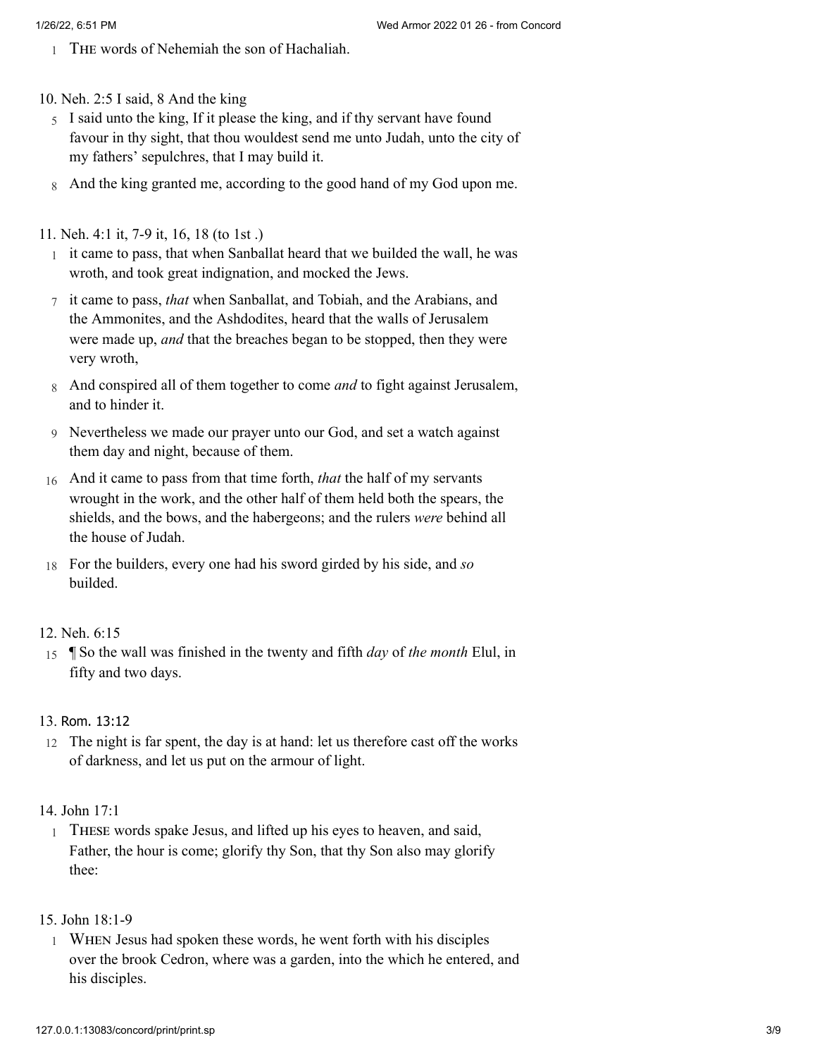1 THE words of Nehemiah the son of Hachaliah.

10. Neh. 2:5 I said, 8 And the king

5 I said unto the king, If it please the king, and if thy servant have found favour in thy sight, that thou wouldest send me unto Judah, unto the city of my fathers' sepulchres, that I may build it.

8 And the king granted me, according to the good hand of my God upon me.

11. Neh. 4:1 it, 7-9 it, 16, 18 (to 1st .)

1 it came to pass, that when Sanballat heard that we builded the wall, he was wroth, and took great indignation, and mocked the Jews.

7 it came to pass, *that* when Sanballat, and Tobiah, and the Arabians, and the Ammonites, and the Ashdodites, heard that the walls of Jerusalem were made up, *and* that the breaches began to be stopped, then they were very wroth,

8 And conspired all of them together to come *and* to fight against Jerusalem, and to hinder it.

9 Nevertheless we made our prayer unto our God, and set a watch against them day and night, because of them.

16 And it came to pass from that time forth, *that* the half of my servants wrought in the work, and the other half of them held both the spears, the shields, and the bows, and the habergeons; and the rulers *were* behind all the house of Judah.

18 For the builders, every one had his sword girded by his side, and *so* builded.

12. Neh. 6:15

15 ¶ So the wall was finished in the twenty and fifth *day* of *the month* Elul, in fifty and two days.

13. Rom. 13:12

12 The night is far spent, the day is at hand: let us therefore cast off the works of darkness, and let us put on the armour of light.

14. John 17:1

1 THESE words spake Jesus, and lifted up his eyes to heaven, and said, Father, the hour is come; glorify thy Son, that thy Son also may glorify thee:

15. John 18:1-9

1 WHEN Jesus had spoken these words, he went forth with his disciples over the brook Cedron, where was a garden, into the which he entered, and his disciples.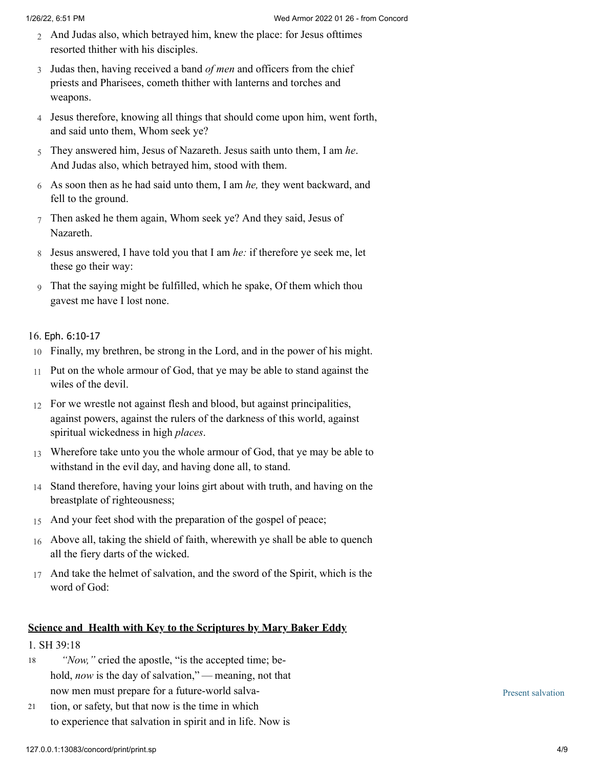2 And Judas also, which betrayed him, knew the place: for Jesus ofttimes resorted thither with his disciples.

3 Judas then, having received a band *of men* and officers from the chief priests and Pharisees, cometh thither with lanterns and torches and weapons.

4 Jesus therefore, knowing all things that should come upon him, went forth, and said unto them, Whom seek ye?

5 They answered him, Jesus of Nazareth. Jesus saith unto them, I am *he*. And Judas also, which betrayed him, stood with them.

6 As soon then as he had said unto them, I am *he,* they went backward, and fell to the ground.

7 Then asked he them again, Whom seek ye? And they said, Jesus of Nazareth.

8 Jesus answered, I have told you that I am *he:* if therefore ye seek me, let these go their way:

9 That the saying might be fulfilled, which he spake, Of them which thou gavest me have I lost none.

16. Eph. 6:10-17

10 Finally, my brethren, be strong in the Lord, and in the power of his might.

11 Put on the whole armour of God, that ye may be able to stand against the wiles of the devil.

12 For we wrestle not against flesh and blood, but against principalities, against powers, against the rulers of the darkness of this world, against spiritual wickedness in high *places*.

13 Wherefore take unto you the whole armour of God, that ye may be able to withstand in the evil day, and having done all, to stand.

14 Stand therefore, having your loins girt about with truth, and having on the breastplate of righteousness;

15 And your feet shod with the preparation of the gospel of peace;

16 Above all, taking the shield of faith, wherewith ye shall be able to quench all the fiery darts of the wicked.

17 And take the helmet of salvation, and the sword of the Spirit, which is the word of God:

## Science and Health with Key to the Scriptures by Mary Baker Eddy

1. SH 39:18

Present salvation

18 *"Now,"* cried the apostle, "is the accepted time; behold, *now* is the day of salvation," — meaning, not that now men must prepare for a future-world salva-
21 tion, or safety, but that now is the time in which to experience that salvation in spirit and in life. Now is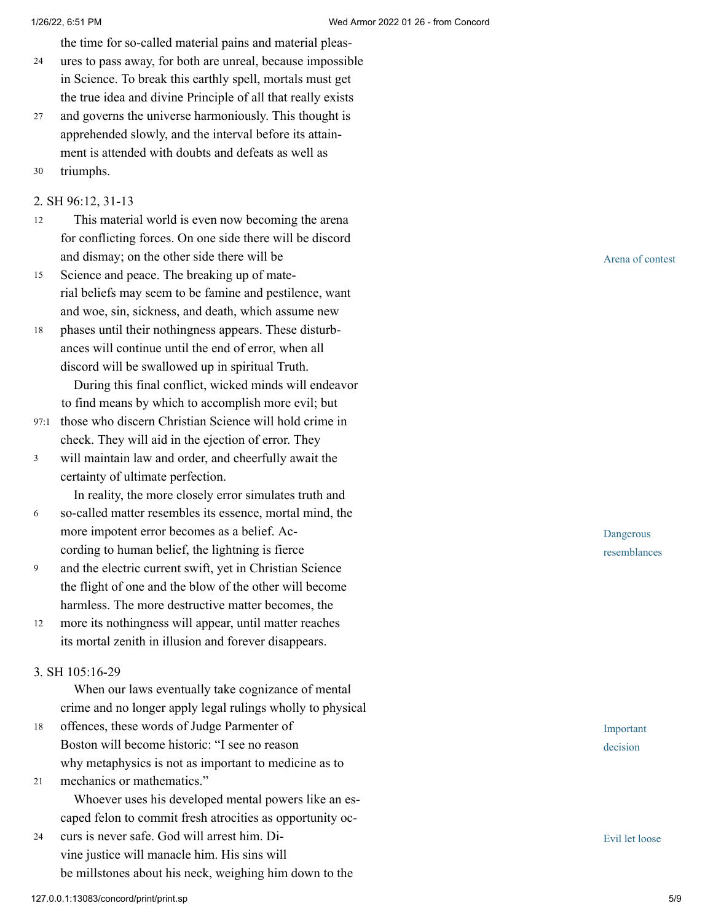the time for so-called material pains and material pleasures to pass away, for both are unreal, because impossible in Science. To break this earthly spell, mortals must get the true idea and divine Principle of all that really exists and governs the universe harmoniously. This thought is apprehended slowly, and the interval before its attainment is attended with doubts and defeats as well as triumphs.

2. SH 96:12, 31-13

*Arena of contest*

This material world is even now becoming the arena for conflicting forces. On one side there will be discord and dismay; on the other side there will be Science and peace. The breaking up of material beliefs may seem to be famine and pestilence, want and woe, sin, sickness, and death, which assume new phases until their nothingness appears. These disturbances will continue until the end of error, when all discord will be swallowed up in spiritual Truth.

During this final conflict, wicked minds will endeavor to find means by which to accomplish more evil; but those who discern Christian Science will hold crime in check. They will aid in the ejection of error. They will maintain law and order, and cheerfully await the certainty of ultimate perfection.

*Dangerous resemblances*

In reality, the more closely error simulates truth and so-called matter resembles its essence, mortal mind, the more impotent error becomes as a belief. According to human belief, the lightning is fierce and the electric current swift, yet in Christian Science the flight of one and the blow of the other will become harmless. The more destructive matter becomes, the more its nothingness will appear, until matter reaches its mortal zenith in illusion and forever disappears.

3. SH 105:16-29

*Important decision*

When our laws eventually take cognizance of mental crime and no longer apply legal rulings wholly to physical offences, these words of Judge Parmenter of Boston will become historic: "I see no reason why metaphysics is not as important to medicine as to mechanics or mathematics."

*Evil let loose*

Whoever uses his developed mental powers like an escaped felon to commit fresh atrocities as opportunity occurs is never safe. God will arrest him. Divine justice will manacle him. His sins will be millstones about his neck, weighing him down to the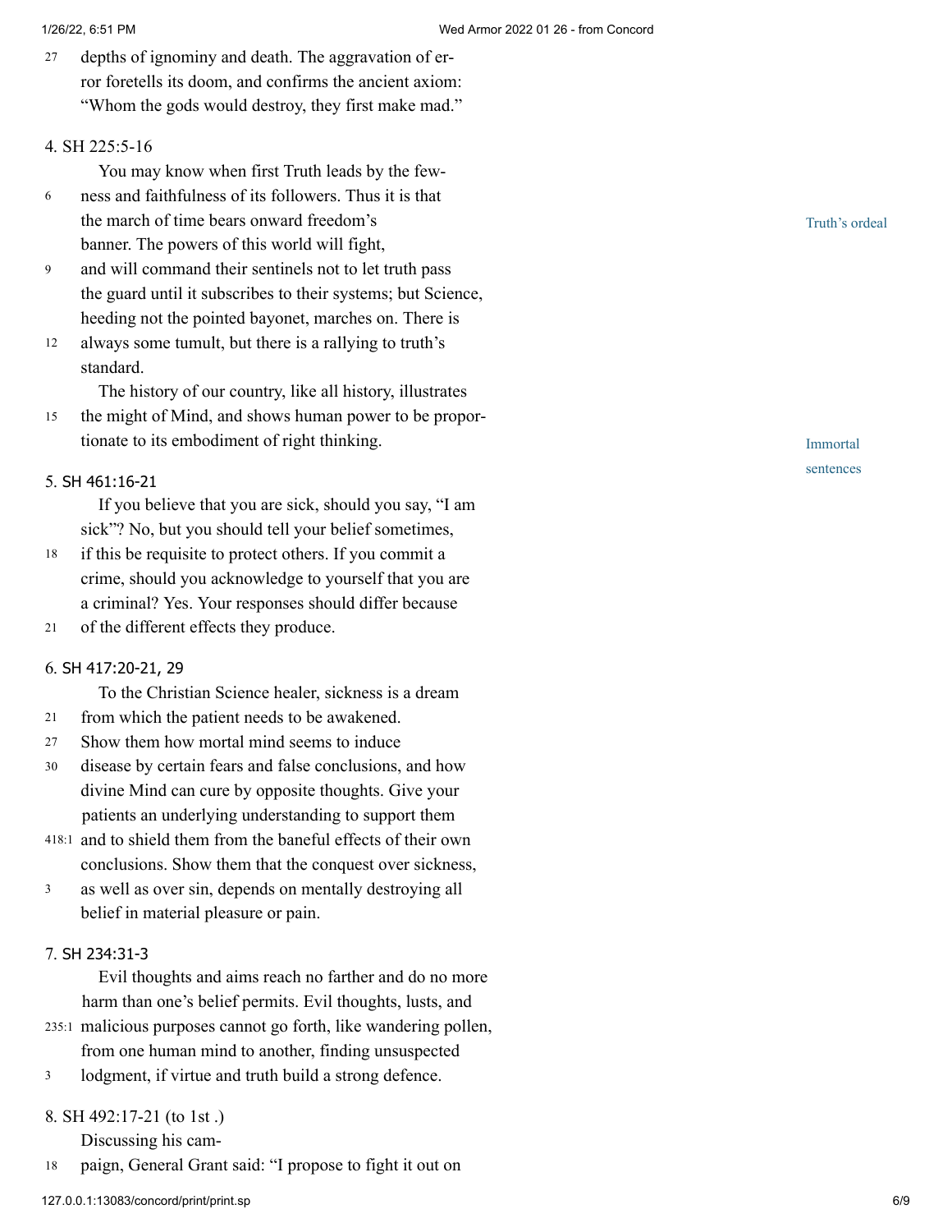depths of ignominy and death. The aggravation of error foretells its doom, and confirms the ancient axiom: "Whom the gods would destroy, they first make mad."

4. SH 225:5-16

You may know when first Truth leads by the fewness and faithfulness of its followers. Thus it is that the march of time bears onward freedom's banner. The powers of this world will fight, and will command their sentinels not to let truth pass the guard until it subscribes to their systems; but Science, heeding not the pointed bayonet, marches on. There is always some tumult, but there is a rallying to truth's standard.

*Truth's ordeal*

The history of our country, like all history, illustrates the might of Mind, and shows human power to be proportionate to its embodiment of right thinking.

*Immortal sentences*

5. SH 461:16-21

If you believe that you are sick, should you say, "I am sick"? No, but you should tell your belief sometimes, if this be requisite to protect others. If you commit a crime, should you acknowledge to yourself that you are a criminal? Yes. Your responses should differ because of the different effects they produce.

6. SH 417:20-21, 29

To the Christian Science healer, sickness is a dream from which the patient needs to be awakened. Show them how mortal mind seems to induce disease by certain fears and false conclusions, and how divine Mind can cure by opposite thoughts. Give your patients an underlying understanding to support them and to shield them from the baneful effects of their own conclusions. Show them that the conquest over sickness, as well as over sin, depends on mentally destroying all belief in material pleasure or pain.

7. SH 234:31-3

Evil thoughts and aims reach no farther and do no more harm than one's belief permits. Evil thoughts, lusts, and malicious purposes cannot go forth, like wandering pollen, from one human mind to another, finding unsuspected lodgment, if virtue and truth build a strong defence.

8. SH 492:17-21 (to 1st .)

Discussing his campaign, General Grant said: "I propose to fight it out on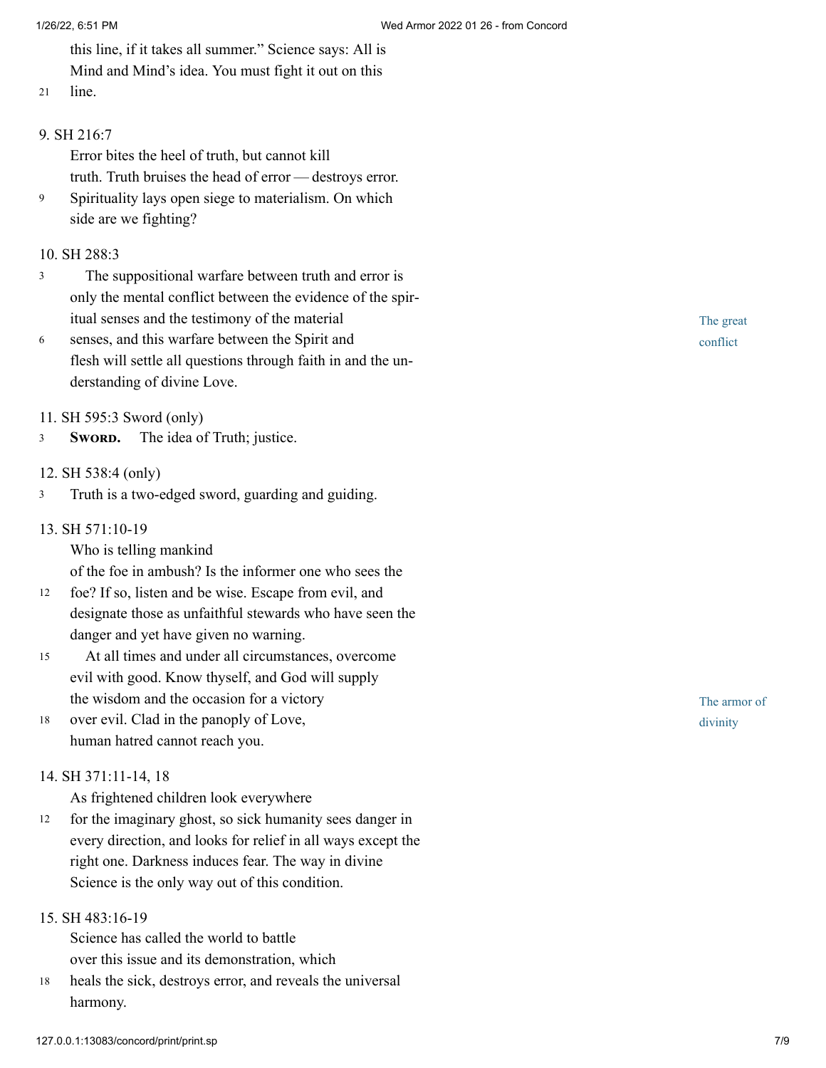this line, if it takes all summer." Science says: All is Mind and Mind's idea. You must fight it out on this line.

9. SH 216:7

Error bites the heel of truth, but cannot kill truth. Truth bruises the head of error — destroys error. Spirituality lays open siege to materialism. On which side are we fighting?

10. SH 288:3

*The great conflict*

The suppositional warfare between truth and error is only the mental conflict between the evidence of the spiritual senses and the testimony of the material senses, and this warfare between the Spirit and flesh will settle all questions through faith in and the understanding of divine Love.

11. SH 595:3 Sword (only)

**Sword.** The idea of Truth; justice.

12. SH 538:4 (only)

Truth is a two-edged sword, guarding and guiding.

13. SH 571:10-19

Who is telling mankind of the foe in ambush? Is the informer one who sees the foe? If so, listen and be wise. Escape from evil, and designate those as unfaithful stewards who have seen the danger and yet have given no warning.

*The armor of divinity*

At all times and under all circumstances, overcome evil with good. Know thyself, and God will supply the wisdom and the occasion for a victory over evil. Clad in the panoply of Love, human hatred cannot reach you.

14. SH 371:11-14, 18

As frightened children look everywhere for the imaginary ghost, so sick humanity sees danger in every direction, and looks for relief in all ways except the right one. Darkness induces fear. The way in divine Science is the only way out of this condition.

15. SH 483:16-19

Science has called the world to battle over this issue and its demonstration, which heals the sick, destroys error, and reveals the universal harmony.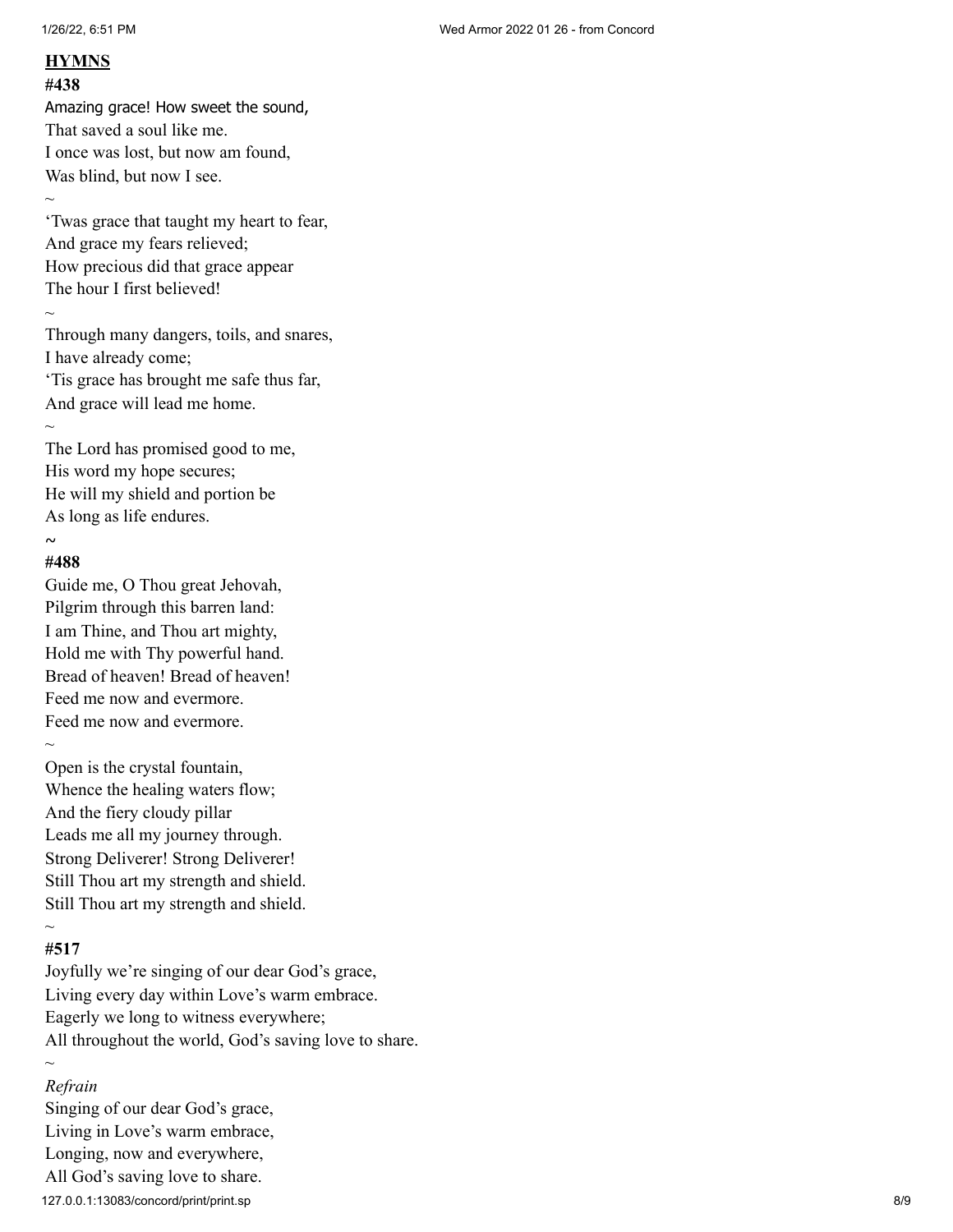## HYMNS

**#438**

Amazing grace! How sweet the sound,
That saved a soul like me.
I once was lost, but now am found,
Was blind, but now I see.

~

'Twas grace that taught my heart to fear,
And grace my fears relieved;
How precious did that grace appear
The hour I first believed!

~

Through many dangers, toils, and snares,
I have already come;
'Tis grace has brought me safe thus far,
And grace will lead me home.

~

The Lord has promised good to me,
His word my hope secures;
He will my shield and portion be
As long as life endures.

~

**#488**

Guide me, O Thou great Jehovah,
Pilgrim through this barren land:
I am Thine, and Thou art mighty,
Hold me with Thy powerful hand.
Bread of heaven! Bread of heaven!
Feed me now and evermore.
Feed me now and evermore.

~

Open is the crystal fountain,
Whence the healing waters flow;
And the fiery cloudy pillar
Leads me all my journey through.
Strong Deliverer! Strong Deliverer!
Still Thou art my strength and shield.
Still Thou art my strength and shield.

~

**#517**

Joyfully we're singing of our dear God's grace,
Living every day within Love's warm embrace.
Eagerly we long to witness everywhere;
All throughout the world, God's saving love to share.

~

*Refrain*

Singing of our dear God's grace,
Living in Love's warm embrace,
Longing, now and everywhere,
All God's saving love to share.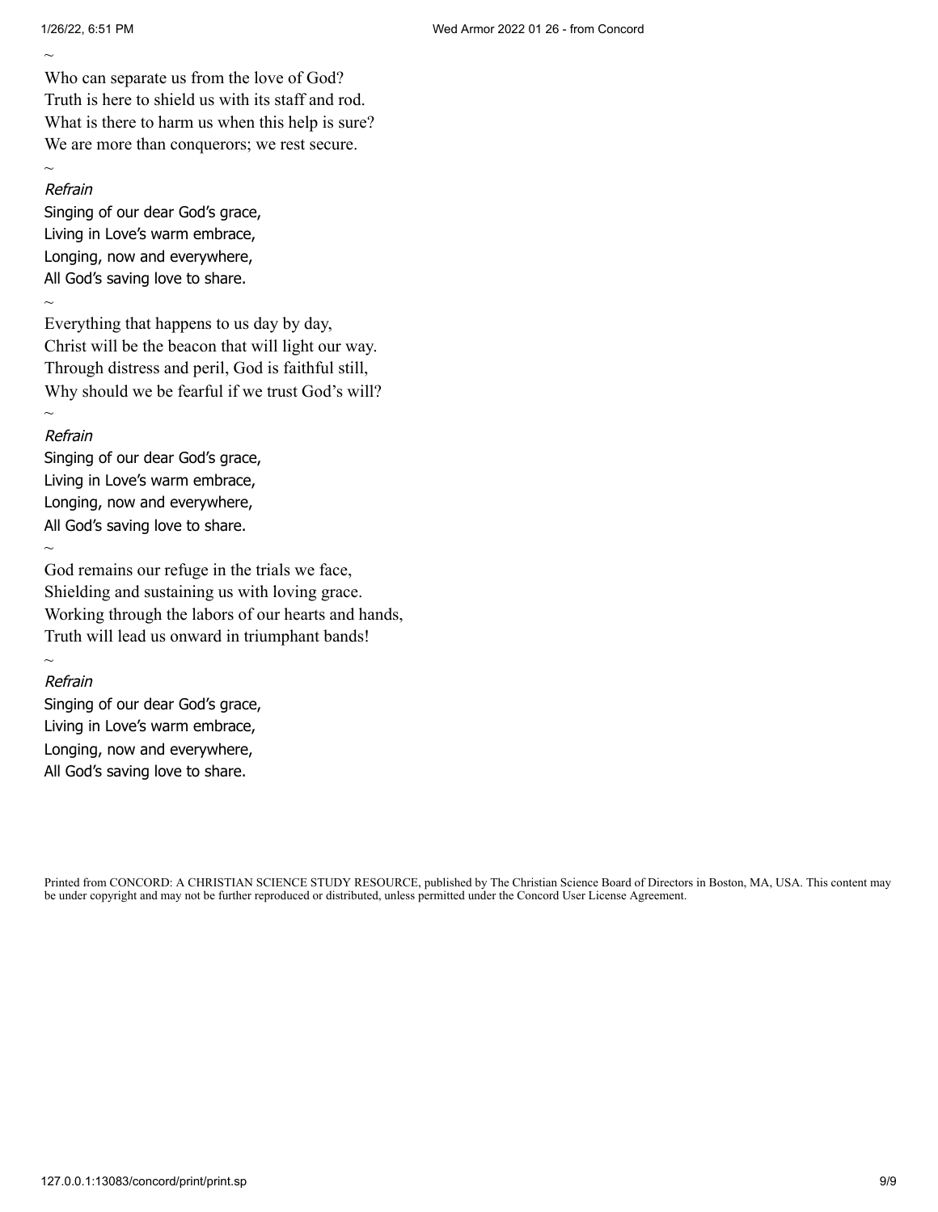~

Who can separate us from the love of God?
Truth is here to shield us with its staff and rod.
What is there to harm us when this help is sure?
We are more than conquerors; we rest secure.

~

*Refrain*

Singing of our dear God's grace,
Living in Love's warm embrace,
Longing, now and everywhere,
All God's saving love to share.

~

Everything that happens to us day by day,
Christ will be the beacon that will light our way.
Through distress and peril, God is faithful still,
Why should we be fearful if we trust God's will?

~

*Refrain*

Singing of our dear God's grace,
Living in Love's warm embrace,
Longing, now and everywhere,
All God's saving love to share.

~

God remains our refuge in the trials we face,
Shielding and sustaining us with loving grace.
Working through the labors of our hearts and hands,
Truth will lead us onward in triumphant bands!

~

*Refrain*

Singing of our dear God's grace,
Living in Love's warm embrace,
Longing, now and everywhere,
All God's saving love to share.

Printed from CONCORD: A CHRISTIAN SCIENCE STUDY RESOURCE, published by The Christian Science Board of Directors in Boston, MA, USA. This content may be under copyright and may not be further reproduced or distributed, unless permitted under the Concord User License Agreement.